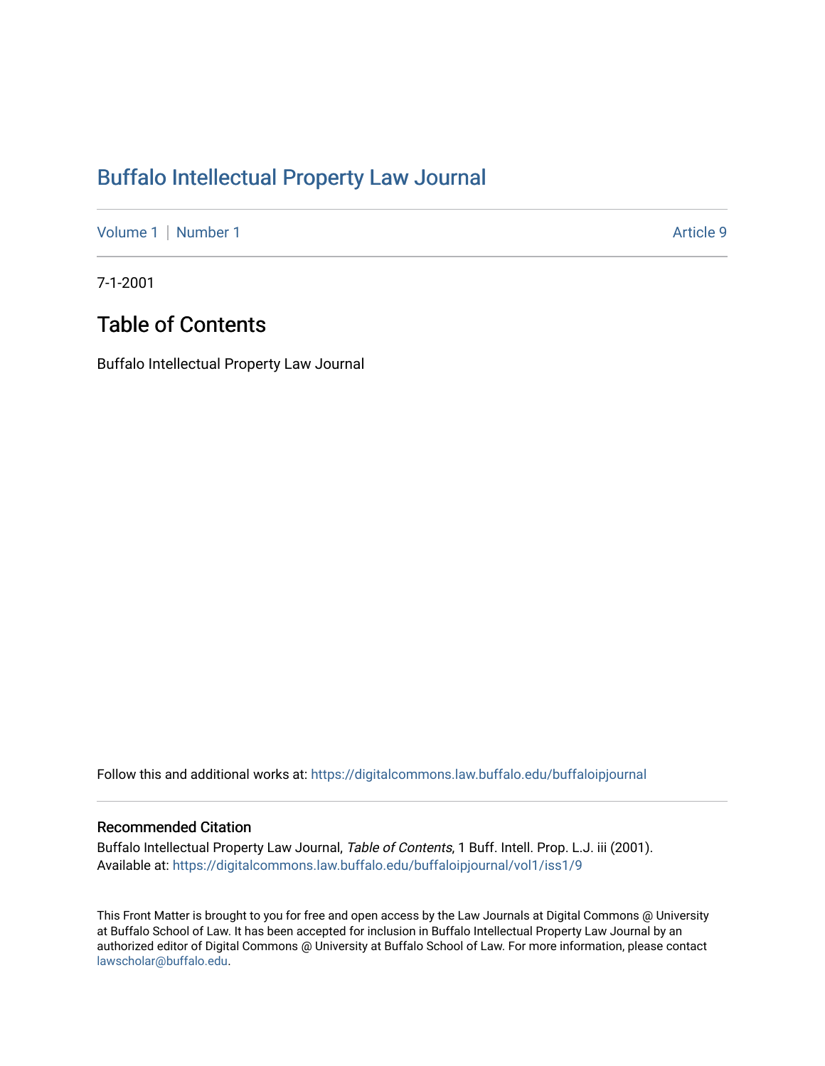# Buffalo Intellectual Property Law Journal

Volume 1 | Number 1 Article 9

7-1-2001

## Table of Contents

Buffalo Intellectual Property Law Journal

Follow this and additional works at: https://digitalcommons.law.buffalo.edu/buffaloipjournal

### Recommended Citation

Buffalo Intellectual Property Law Journal, *Table of Contents*, 1 Buff. Intell. Prop. L.J. iii (2001).
Available at: https://digitalcommons.law.buffalo.edu/buffaloipjournal/vol1/iss1/9

This Front Matter is brought to you for free and open access by the Law Journals at Digital Commons @ University at Buffalo School of Law. It has been accepted for inclusion in Buffalo Intellectual Property Law Journal by an authorized editor of Digital Commons @ University at Buffalo School of Law. For more information, please contact lawscholar@buffalo.edu.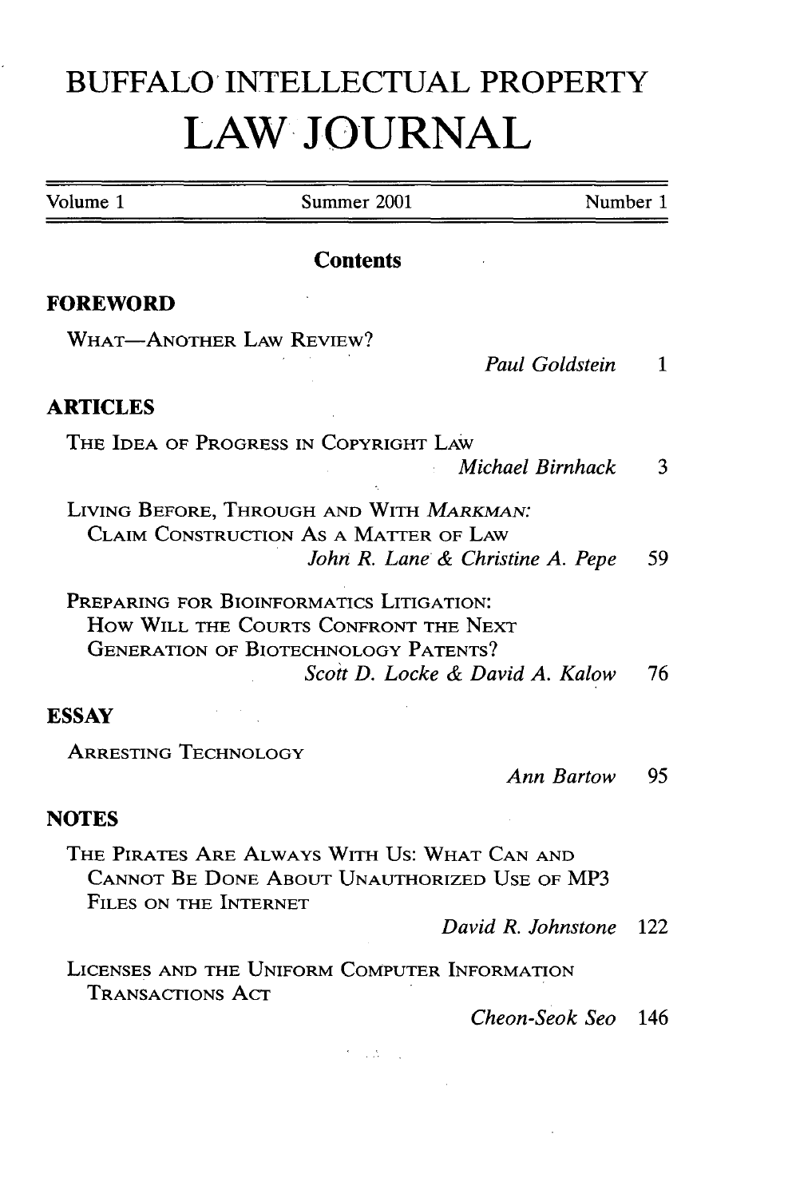# BUFFALO INTELLECTUAL PROPERTY LAW JOURNAL

Volume 1 | Summer 2001 | Number 1

## Contents

### FOREWORD

WHAT—ANOTHER LAW REVIEW?
*Paul Goldstein* 1

### ARTICLES

THE IDEA OF PROGRESS IN COPYRIGHT LAW
*Michael Birnhack* 3

LIVING BEFORE, THROUGH AND WITH *MARKMAN*: CLAIM CONSTRUCTION AS A MATTER OF LAW
*John R. Lane & Christine A. Pepe* 59

PREPARING FOR BIOINFORMATICS LITIGATION: HOW WILL THE COURTS CONFRONT THE NEXT GENERATION OF BIOTECHNOLOGY PATENTS?
*Scott D. Locke & David A. Kalow* 76

### ESSAY

ARRESTING TECHNOLOGY
*Ann Bartow* 95

### NOTES

THE PIRATES ARE ALWAYS WITH US: WHAT CAN AND CANNOT BE DONE ABOUT UNAUTHORIZED USE OF MP3 FILES ON THE INTERNET
*David R. Johnstone* 122

LICENSES AND THE UNIFORM COMPUTER INFORMATION TRANSACTIONS ACT
*Cheon-Seok Seo* 146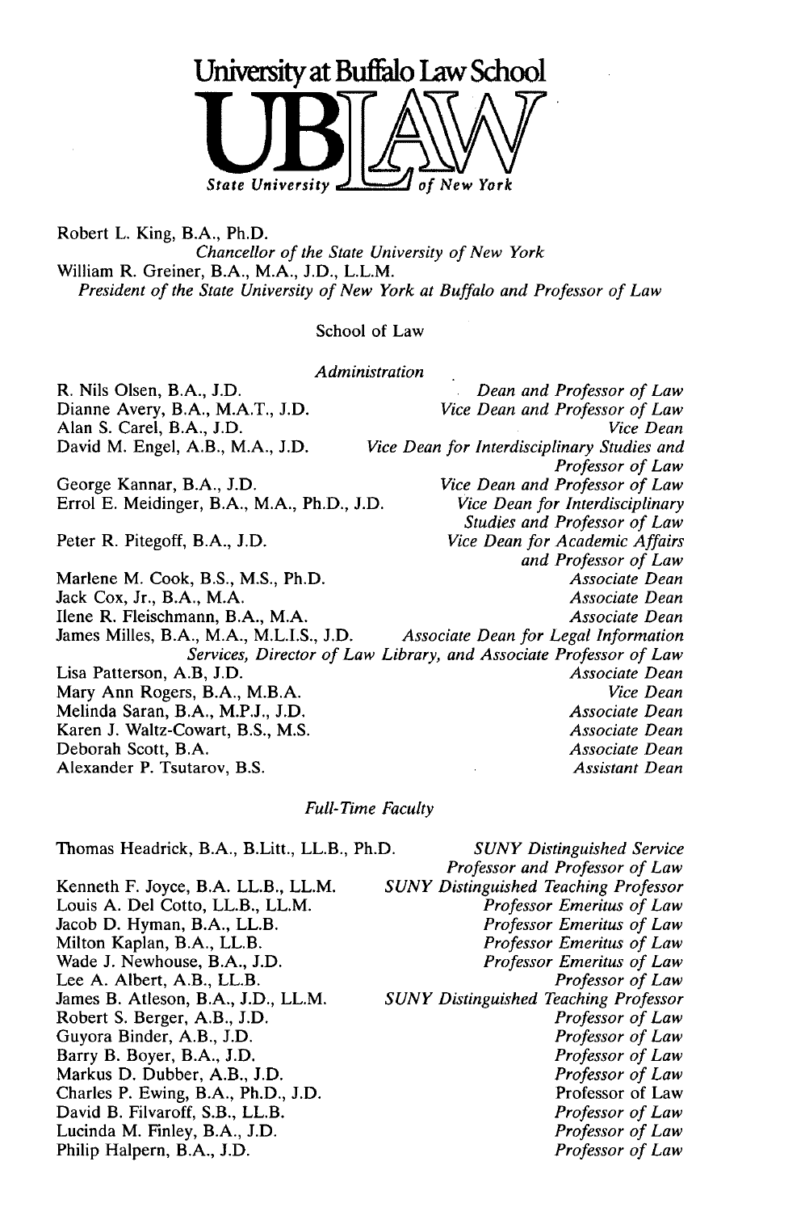# University at Buffalo Law School

**UB LAW**

State University of New York

Robert L. King, B.A., Ph.D.
*Chancellor of the State University of New York*

William R. Greiner, B.A., M.A., J.D., L.L.M.
*President of the State University of New York at Buffalo and Professor of Law*

## School of Law

### *Administration*

| Name | Title |
|---|---|
| R. Nils Olsen, B.A., J.D. | *Dean and Professor of Law* |
| Dianne Avery, B.A., M.A.T., J.D. | *Vice Dean and Professor of Law* |
| Alan S. Carel, B.A., J.D. | *Vice Dean* |
| David M. Engel, A.B., M.A., J.D. | *Vice Dean for Interdisciplinary Studies and Professor of Law* |
| George Kannar, B.A., J.D. | *Vice Dean and Professor of Law* |
| Errol E. Meidinger, B.A., M.A., Ph.D., J.D. | *Vice Dean for Interdisciplinary Studies and Professor of Law* |
| Peter R. Pitegoff, B.A., J.D. | *Vice Dean for Academic Affairs and Professor of Law* |
| Marlene M. Cook, B.S., M.S., Ph.D. | *Associate Dean* |
| Jack Cox, Jr., B.A., M.A. | *Associate Dean* |
| Ilene R. Fleischmann, B.A., M.A. | *Associate Dean* |
| James Milles, B.A., M.A., M.L.I.S., J.D. | *Associate Dean for Legal Information Services, Director of Law Library, and Associate Professor of Law* |
| Lisa Patterson, A.B, J.D. | *Associate Dean* |
| Mary Ann Rogers, B.A., M.B.A. | *Vice Dean* |
| Melinda Saran, B.A., M.P.J., J.D. | *Associate Dean* |
| Karen J. Waltz-Cowart, B.S., M.S. | *Associate Dean* |
| Deborah Scott, B.A. | *Associate Dean* |
| Alexander P. Tsutarov, B.S. | *Assistant Dean* |

### *Full-Time Faculty*

| Name | Title |
|---|---|
| Thomas Headrick, B.A., B.Litt., LL.B., Ph.D. | *SUNY Distinguished Service Professor and Professor of Law* |
| Kenneth F. Joyce, B.A. LL.B., LL.M. | *SUNY Distinguished Teaching Professor* |
| Louis A. Del Cotto, LL.B., LL.M. | *Professor Emeritus of Law* |
| Jacob D. Hyman, B.A., LL.B. | *Professor Emeritus of Law* |
| Milton Kaplan, B.A., LL.B. | *Professor Emeritus of Law* |
| Wade J. Newhouse, B.A., J.D. | *Professor Emeritus of Law* |
| Lee A. Albert, A.B., LL.B. | *Professor of Law* |
| James B. Atleson, B.A., J.D., LL.M. | *SUNY Distinguished Teaching Professor* |
| Robert S. Berger, A.B., J.D. | *Professor of Law* |
| Guyora Binder, A.B., J.D. | *Professor of Law* |
| Barry B. Boyer, B.A., J.D. | *Professor of Law* |
| Markus D. Dubber, A.B., J.D. | *Professor of Law* |
| Charles P. Ewing, B.A., Ph.D., J.D. | Professor of Law |
| David B. Filvaroff, S.B., LL.B. | *Professor of Law* |
| Lucinda M. Finley, B.A., J.D. | *Professor of Law* |
| Philip Halpern, B.A., J.D. | *Professor of Law* |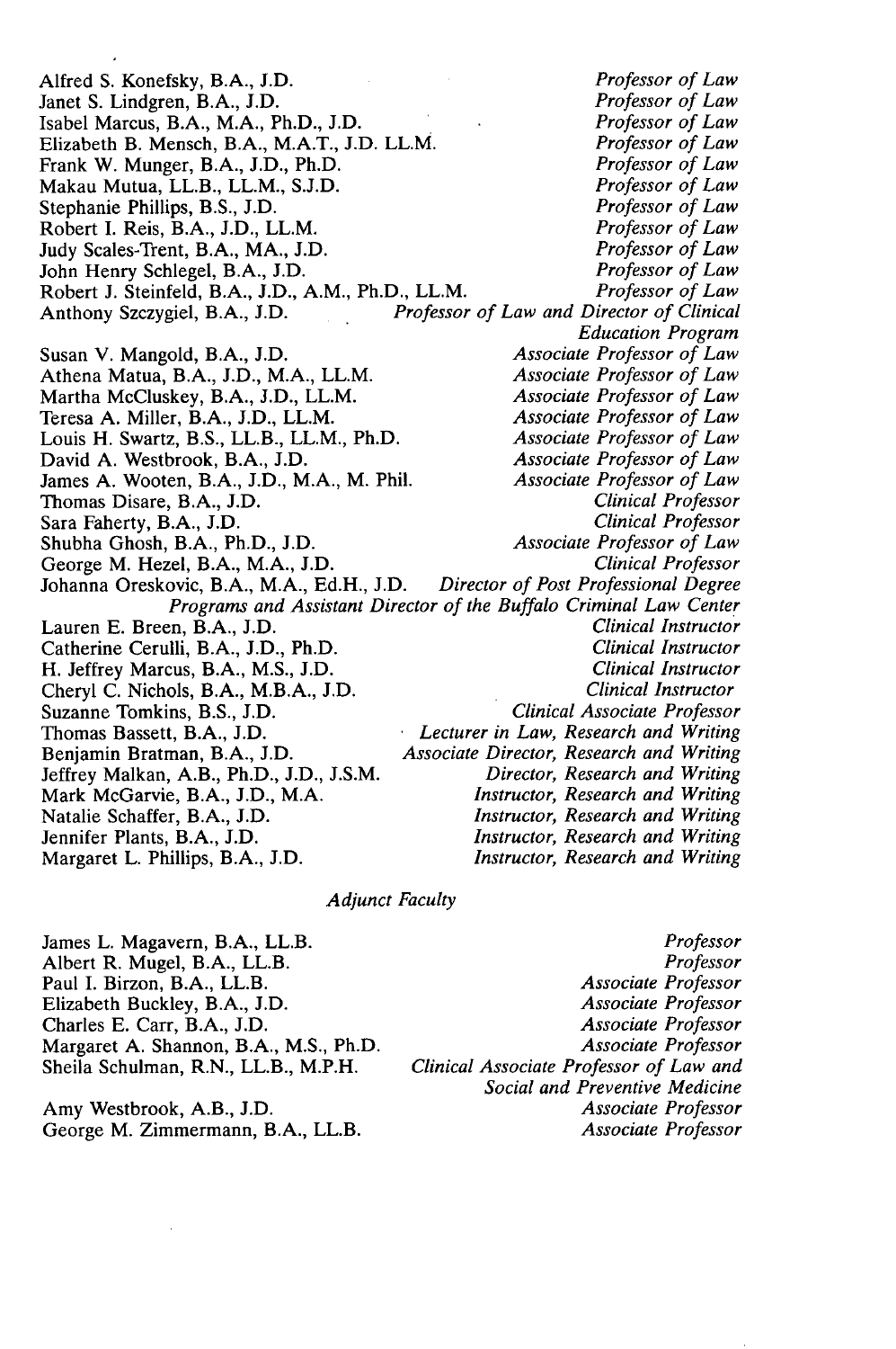Alfred S. Konefsky, B.A., J.D. — *Professor of Law*
Janet S. Lindgren, B.A., J.D. — *Professor of Law*
Isabel Marcus, B.A., M.A., Ph.D., J.D. — *Professor of Law*
Elizabeth B. Mensch, B.A., M.A.T., J.D. LL.M. — *Professor of Law*
Frank W. Munger, B.A., J.D., Ph.D. — *Professor of Law*
Makau Mutua, LL.B., LL.M., S.J.D. — *Professor of Law*
Stephanie Phillips, B.S., J.D. — *Professor of Law*
Robert I. Reis, B.A., J.D., LL.M. — *Professor of Law*
Judy Scales-Trent, B.A., MA., J.D. — *Professor of Law*
John Henry Schlegel, B.A., J.D. — *Professor of Law*
Robert J. Steinfeld, B.A., J.D., A.M., Ph.D., LL.M. — *Professor of Law*
Anthony Szczygiel, B.A., J.D. — *Professor of Law and Director of Clinical Education Program*
Susan V. Mangold, B.A., J.D. — *Associate Professor of Law*
Athena Matua, B.A., J.D., M.A., LL.M. — *Associate Professor of Law*
Martha McCluskey, B.A., J.D., LL.M. — *Associate Professor of Law*
Teresa A. Miller, B.A., J.D., LL.M. — *Associate Professor of Law*
Louis H. Swartz, B.S., LL.B., LL.M., Ph.D. — *Associate Professor of Law*
David A. Westbrook, B.A., J.D. — *Associate Professor of Law*
James A. Wooten, B.A., J.D., M.A., M. Phil. — *Associate Professor of Law*
Thomas Disare, B.A., J.D. — *Clinical Professor*
Sara Faherty, B.A., J.D. — *Clinical Professor*
Shubha Ghosh, B.A., Ph.D., J.D. — *Associate Professor of Law*
George M. Hezel, B.A., M.A., J.D. — *Clinical Professor*
Johanna Oreskovic, B.A., M.A., Ed.H., J.D. — *Director of Post Professional Degree Programs and Assistant Director of the Buffalo Criminal Law Center*
Lauren E. Breen, B.A., J.D. — *Clinical Instructor*
Catherine Cerulli, B.A., J.D., Ph.D. — *Clinical Instructor*
H. Jeffrey Marcus, B.A., M.S., J.D. — *Clinical Instructor*
Cheryl C. Nichols, B.A., M.B.A., J.D. — *Clinical Instructor*
Suzanne Tomkins, B.S., J.D. — *Clinical Associate Professor*
Thomas Bassett, B.A., J.D. — *Lecturer in Law, Research and Writing*
Benjamin Bratman, B.A., J.D. — *Associate Director, Research and Writing*
Jeffrey Malkan, A.B., Ph.D., J.D., J.S.M. — *Director, Research and Writing*
Mark McGarvie, B.A., J.D., M.A. — *Instructor, Research and Writing*
Natalie Schaffer, B.A., J.D. — *Instructor, Research and Writing*
Jennifer Plants, B.A., J.D. — *Instructor, Research and Writing*
Margaret L. Phillips, B.A., J.D. — *Instructor, Research and Writing*

*Adjunct Faculty*

James L. Magavern, B.A., LL.B. — *Professor*
Albert R. Mugel, B.A., LL.B. — *Professor*
Paul I. Birzon, B.A., LL.B. — *Associate Professor*
Elizabeth Buckley, B.A., J.D. — *Associate Professor*
Charles E. Carr, B.A., J.D. — *Associate Professor*
Margaret A. Shannon, B.A., M.S., Ph.D. — *Associate Professor*
Sheila Schulman, R.N., LL.B., M.P.H. — *Clinical Associate Professor of Law and Social and Preventive Medicine*
Amy Westbrook, A.B., J.D. — *Associate Professor*
George M. Zimmermann, B.A., LL.B. — *Associate Professor*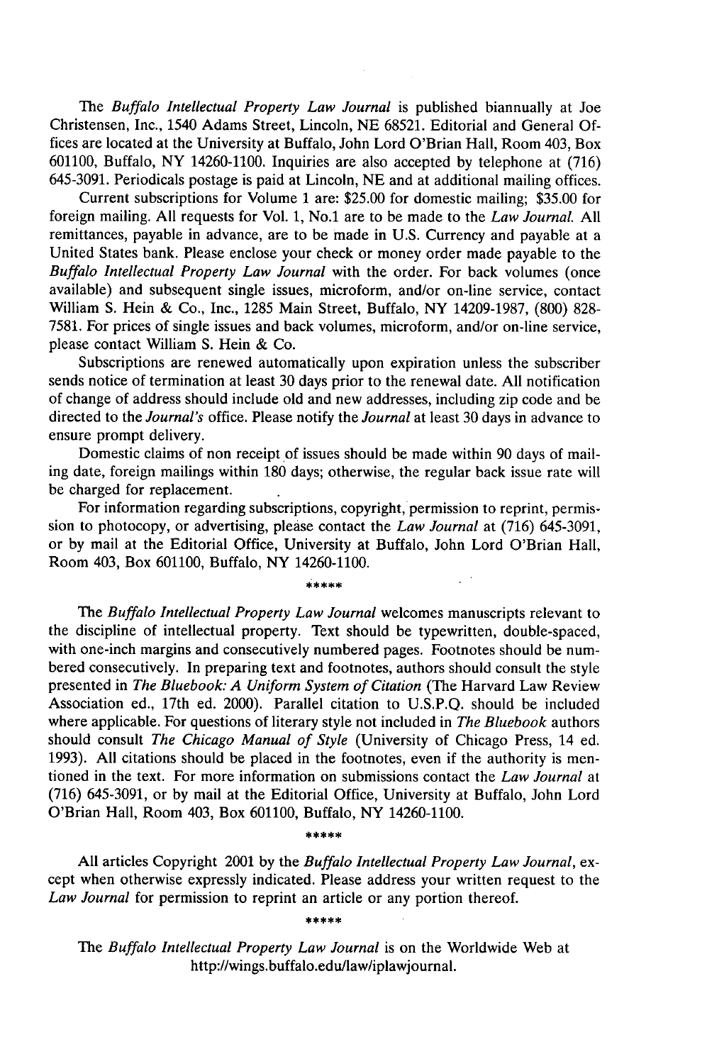The *Buffalo Intellectual Property Law Journal* is published biannually at Joe Christensen, Inc., 1540 Adams Street, Lincoln, NE 68521. Editorial and General Offices are located at the University at Buffalo, John Lord O'Brian Hall, Room 403, Box 601100, Buffalo, NY 14260-1100. Inquiries are also accepted by telephone at (716) 645-3091. Periodicals postage is paid at Lincoln, NE and at additional mailing offices.

Current subscriptions for Volume 1 are: $25.00 for domestic mailing; $35.00 for foreign mailing. All requests for Vol. 1, No.1 are to be made to the *Law Journal.* All remittances, payable in advance, are to be made in U.S. Currency and payable at a United States bank. Please enclose your check or money order made payable to the *Buffalo Intellectual Property Law Journal* with the order. For back volumes (once available) and subsequent single issues, microform, and/or on-line service, contact William S. Hein & Co., Inc., 1285 Main Street, Buffalo, NY 14209-1987, (800) 828-7581. For prices of single issues and back volumes, microform, and/or on-line service, please contact William S. Hein & Co.

Subscriptions are renewed automatically upon expiration unless the subscriber sends notice of termination at least 30 days prior to the renewal date. All notification of change of address should include old and new addresses, including zip code and be directed to the *Journal's* office. Please notify the *Journal* at least 30 days in advance to ensure prompt delivery.

Domestic claims of non receipt of issues should be made within 90 days of mailing date, foreign mailings within 180 days; otherwise, the regular back issue rate will be charged for replacement.

For information regarding subscriptions, copyright, permission to reprint, permission to photocopy, or advertising, please contact the *Law Journal* at (716) 645-3091, or by mail at the Editorial Office, University at Buffalo, John Lord O'Brian Hall, Room 403, Box 601100, Buffalo, NY 14260-1100.

*****

The *Buffalo Intellectual Property Law Journal* welcomes manuscripts relevant to the discipline of intellectual property. Text should be typewritten, double-spaced, with one-inch margins and consecutively numbered pages. Footnotes should be numbered consecutively. In preparing text and footnotes, authors should consult the style presented in *The Bluebook: A Uniform System of Citation* (The Harvard Law Review Association ed., 17th ed. 2000). Parallel citation to U.S.P.Q. should be included where applicable. For questions of literary style not included in *The Bluebook* authors should consult *The Chicago Manual of Style* (University of Chicago Press, 14 ed. 1993). All citations should be placed in the footnotes, even if the authority is mentioned in the text. For more information on submissions contact the *Law Journal* at (716) 645-3091, or by mail at the Editorial Office, University at Buffalo, John Lord O'Brian Hall, Room 403, Box 601100, Buffalo, NY 14260-1100.

*****

All articles Copyright 2001 by the *Buffalo Intellectual Property Law Journal*, except when otherwise expressly indicated. Please address your written request to the *Law Journal* for permission to reprint an article or any portion thereof.

*****

The *Buffalo Intellectual Property Law Journal* is on the Worldwide Web at http://wings.buffalo.edu/law/iplawjournal.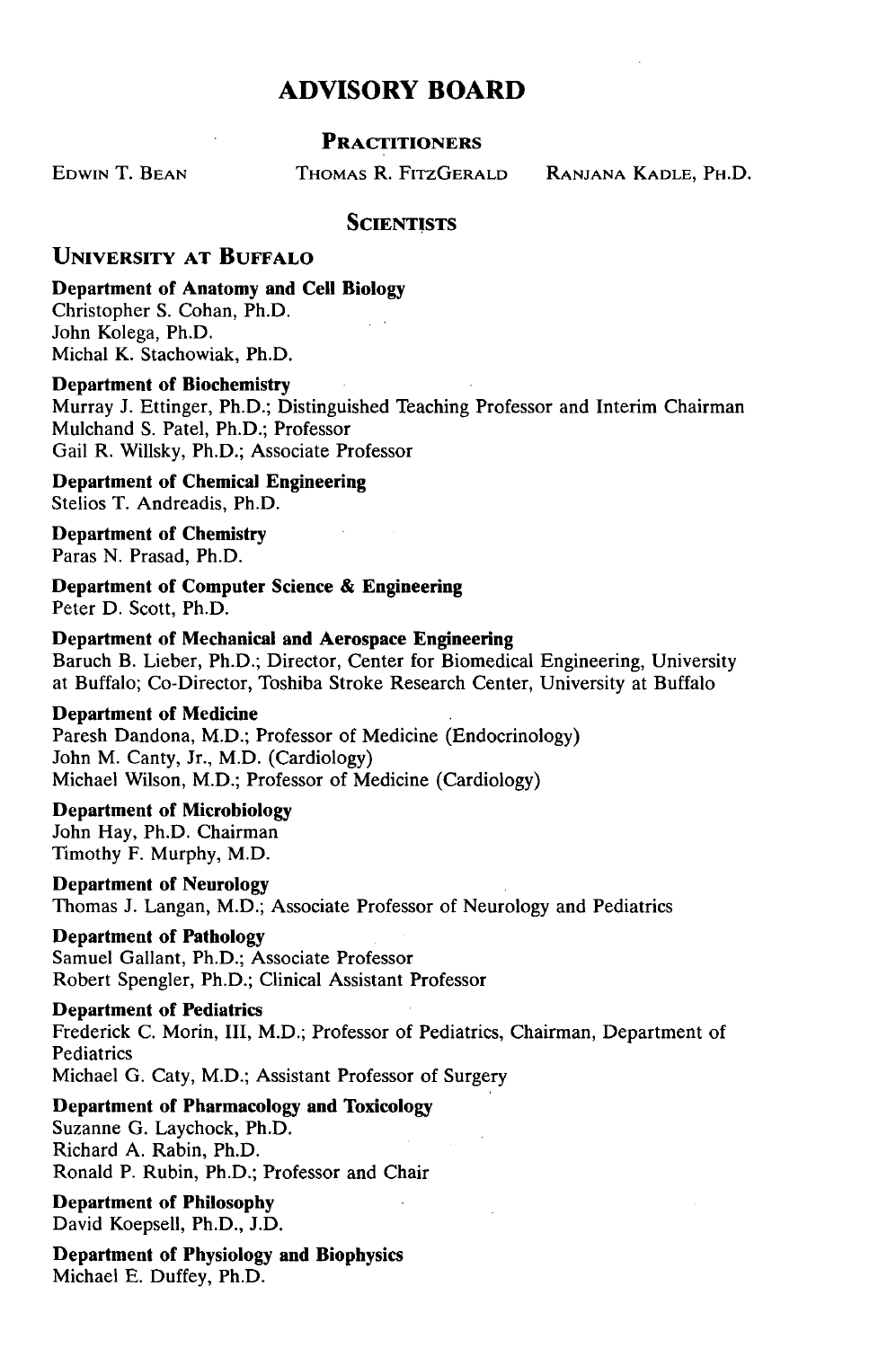# ADVISORY BOARD

## PRACTITIONERS

EDWIN T. BEAN    THOMAS R. FITZGERALD    RANJANA KADLE, PH.D.

## SCIENTISTS

### UNIVERSITY AT BUFFALO

**Department of Anatomy and Cell Biology**
Christopher S. Cohan, Ph.D.
John Kolega, Ph.D.
Michal K. Stachowiak, Ph.D.

**Department of Biochemistry**
Murray J. Ettinger, Ph.D.; Distinguished Teaching Professor and Interim Chairman
Mulchand S. Patel, Ph.D.; Professor
Gail R. Willsky, Ph.D.; Associate Professor

**Department of Chemical Engineering**
Stelios T. Andreadis, Ph.D.

**Department of Chemistry**
Paras N. Prasad, Ph.D.

**Department of Computer Science & Engineering**
Peter D. Scott, Ph.D.

**Department of Mechanical and Aerospace Engineering**
Baruch B. Lieber, Ph.D.; Director, Center for Biomedical Engineering, University at Buffalo; Co-Director, Toshiba Stroke Research Center, University at Buffalo

**Department of Medicine**
Paresh Dandona, M.D.; Professor of Medicine (Endocrinology)
John M. Canty, Jr., M.D. (Cardiology)
Michael Wilson, M.D.; Professor of Medicine (Cardiology)

**Department of Microbiology**
John Hay, Ph.D. Chairman
Timothy F. Murphy, M.D.

**Department of Neurology**
Thomas J. Langan, M.D.; Associate Professor of Neurology and Pediatrics

**Department of Pathology**
Samuel Gallant, Ph.D.; Associate Professor
Robert Spengler, Ph.D.; Clinical Assistant Professor

**Department of Pediatrics**
Frederick C. Morin, III, M.D.; Professor of Pediatrics, Chairman, Department of Pediatrics
Michael G. Caty, M.D.; Assistant Professor of Surgery

**Department of Pharmacology and Toxicology**
Suzanne G. Laychock, Ph.D.
Richard A. Rabin, Ph.D.
Ronald P. Rubin, Ph.D.; Professor and Chair

**Department of Philosophy**
David Koepsell, Ph.D., J.D.

**Department of Physiology and Biophysics**
Michael E. Duffey, Ph.D.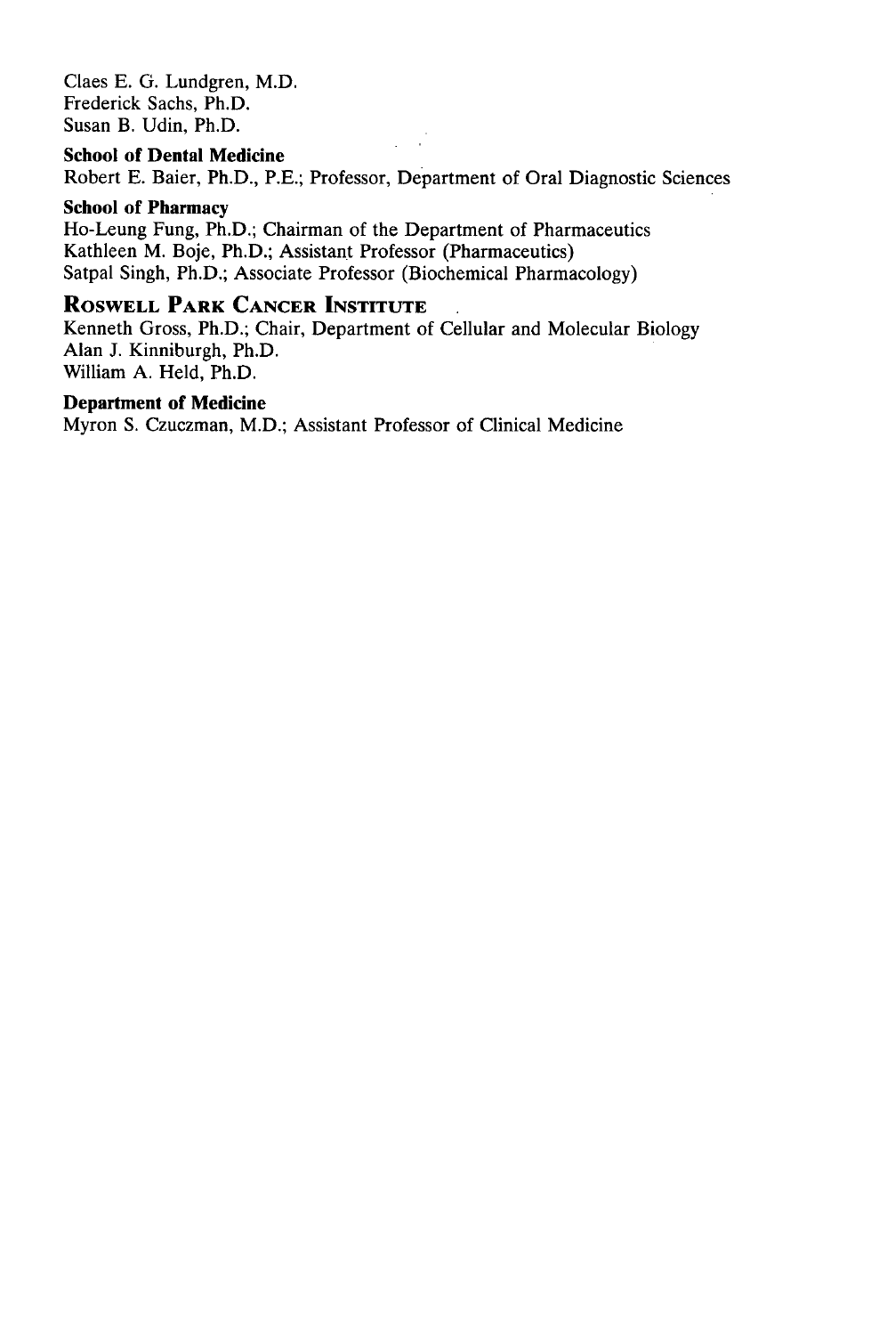Claes E. G. Lundgren, M.D.
Frederick Sachs, Ph.D.
Susan B. Udin, Ph.D.

**School of Dental Medicine**
Robert E. Baier, Ph.D., P.E.; Professor, Department of Oral Diagnostic Sciences

**School of Pharmacy**
Ho-Leung Fung, Ph.D.; Chairman of the Department of Pharmaceutics
Kathleen M. Boje, Ph.D.; Assistant Professor (Pharmaceutics)
Satpal Singh, Ph.D.; Associate Professor (Biochemical Pharmacology)

## Roswell Park Cancer Institute

Kenneth Gross, Ph.D.; Chair, Department of Cellular and Molecular Biology
Alan J. Kinniburgh, Ph.D.
William A. Held, Ph.D.

**Department of Medicine**
Myron S. Czuczman, M.D.; Assistant Professor of Clinical Medicine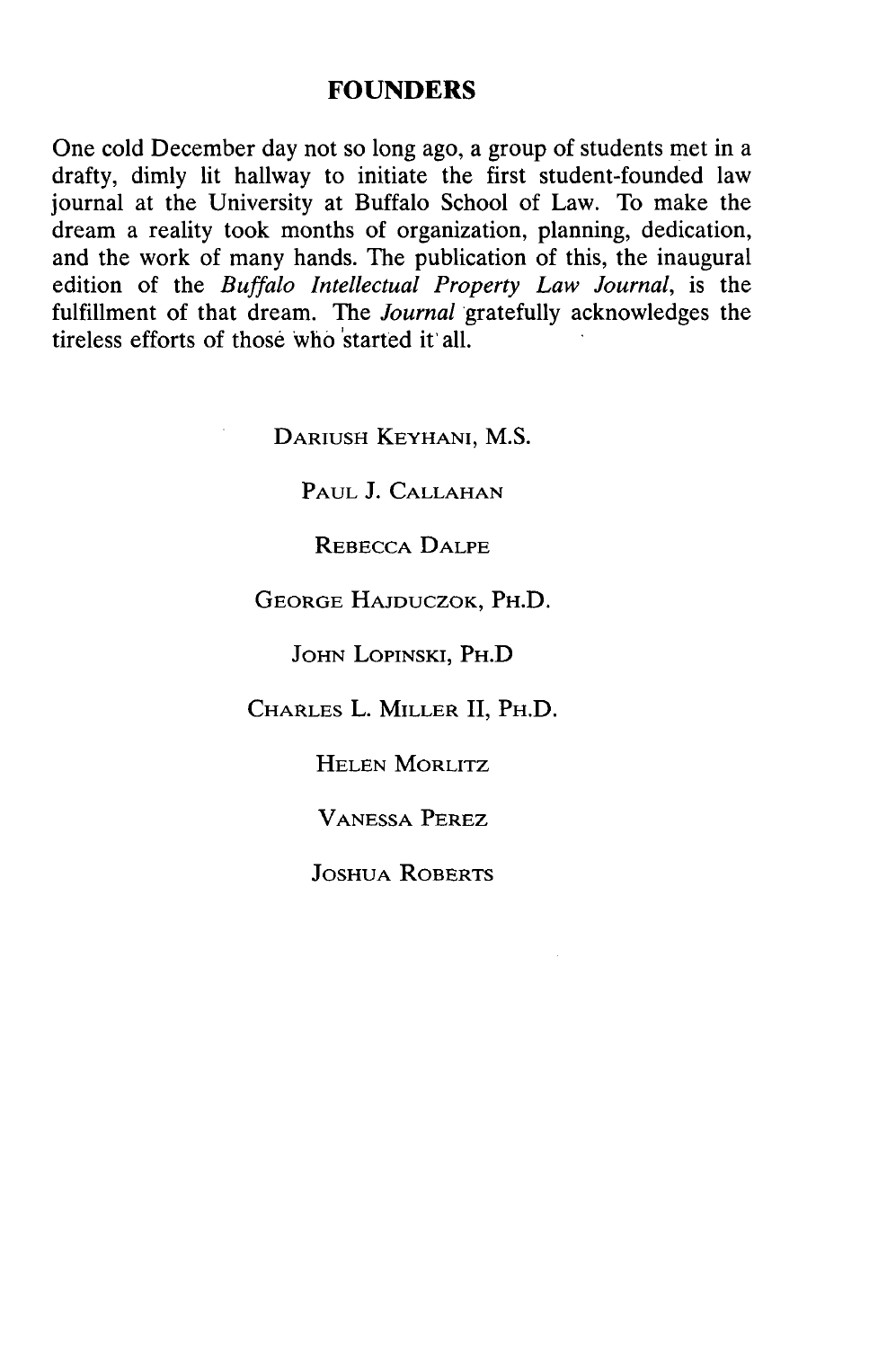## FOUNDERS

One cold December day not so long ago, a group of students met in a drafty, dimly lit hallway to initiate the first student-founded law journal at the University at Buffalo School of Law. To make the dream a reality took months of organization, planning, dedication, and the work of many hands. The publication of this, the inaugural edition of the *Buffalo Intellectual Property Law Journal*, is the fulfillment of that dream. The *Journal* gratefully acknowledges the tireless efforts of those who started it all.

DARIUSH KEYHANI, M.S.

PAUL J. CALLAHAN

REBECCA DALPE

GEORGE HAJDUCZOK, PH.D.

JOHN LOPINSKI, PH.D

CHARLES L. MILLER II, PH.D.

HELEN MORLITZ

VANESSA PEREZ

JOSHUA ROBERTS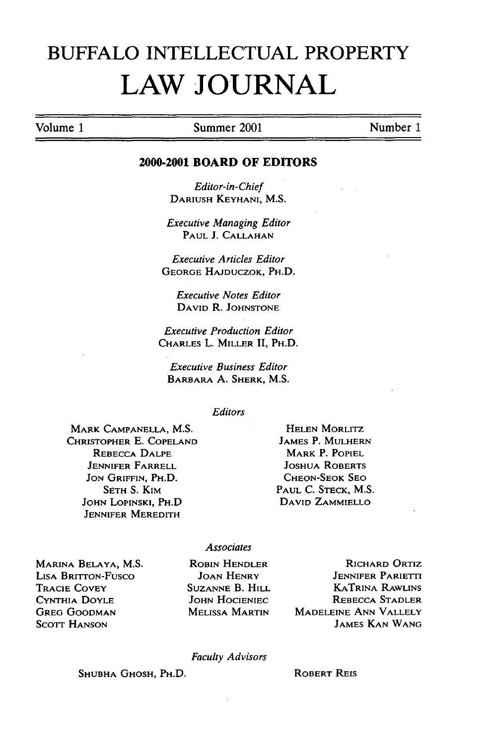# BUFFALO INTELLECTUAL PROPERTY

# LAW JOURNAL

Volume 1 — Summer 2001 — Number 1

## 2000-2001 BOARD OF EDITORS

*Editor-in-Chief*
DARIUSH KEYHANI, M.S.

*Executive Managing Editor*
PAUL J. CALLAHAN

*Executive Articles Editor*
GEORGE HAJDUCZOK, PH.D.

*Executive Notes Editor*
DAVID R. JOHNSTONE

*Executive Production Editor*
CHARLES L. MILLER II, PH.D.

*Executive Business Editor*
BARBARA A. SHERK, M.S.

*Editors*

MARK CAMPANELLA, M.S.
CHRISTOPHER E. COPELAND
REBECCA DALPE
JENNIFER FARRELL
JON GRIFFIN, PH.D.
SETH S. KIM
JOHN LOPINSKI, PH.D
JENNIFER MEREDITH
HELEN MORLITZ
JAMES P. MULHERN
MARK P. POPIEL
JOSHUA ROBERTS
CHEON-SEOK SEO
PAUL C. STECK, M.S.
DAVID ZAMMIELLO

*Associates*

MARINA BELAYA, M.S.
LISA BRITTON-FUSCO
TRACIE COVEY
CYNTHIA DOYLE
GREG GOODMAN
SCOTT HANSON
ROBIN HENDLER
JOAN HENRY
SUZANNE B. HILL
JOHN HOCIENIEC
MELISSA MARTIN
RICHARD ORTIZ
JENNIFER PARIETTI
KATRINA RAWLINS
REBECCA STADLER
MADELEINE ANN VALLELY
JAMES KAN WANG

*Faculty Advisors*

SHUBHA GHOSH, PH.D.
ROBERT REIS